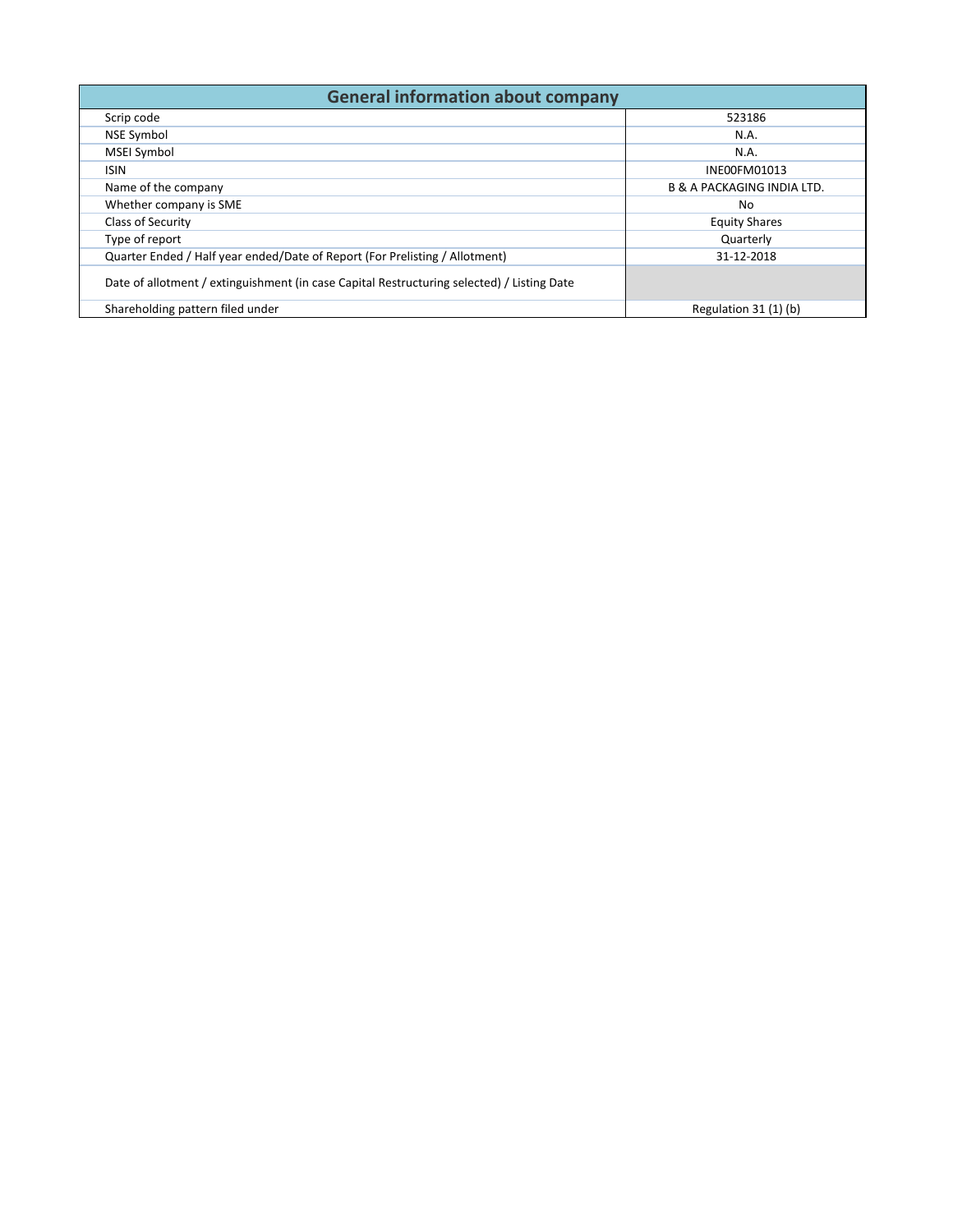| General information about company | |
|---|---|
| Scrip code | 523186 |
| NSE Symbol | N.A. |
| MSEI Symbol | N.A. |
| ISIN | INE00FM01013 |
| Name of the company | B & A PACKAGING INDIA LTD. |
| Whether company is SME | No |
| Class of Security | Equity Shares |
| Type of report | Quarterly |
| Quarter Ended / Half year ended/Date of Report (For Prelisting / Allotment) | 31-12-2018 |
| Date of allotment / extinguishment (in case Capital Restructuring selected) / Listing Date | |
| Shareholding pattern filed under | Regulation 31 (1) (b) |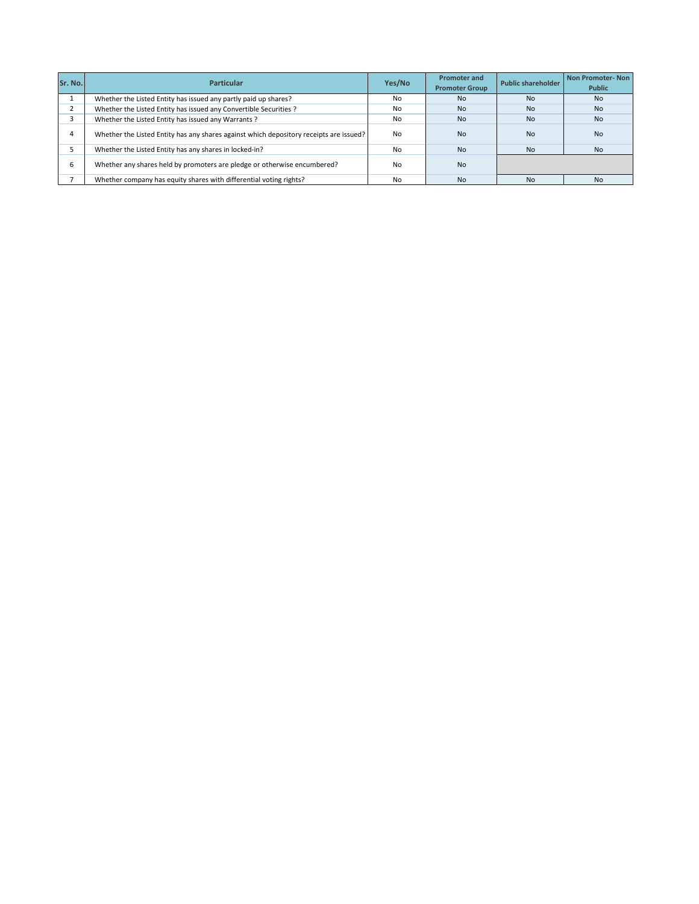| Sr. No. | Particular | Yes/No | Promoter and Promoter Group | Public shareholder | Non Promoter- Non Public |
|---|---|---|---|---|---|
| 1 | Whether the Listed Entity has issued any partly paid up shares? | No | No | No | No |
| 2 | Whether the Listed Entity has issued any Convertible Securities ? | No | No | No | No |
| 3 | Whether the Listed Entity has issued any Warrants ? | No | No | No | No |
| 4 | Whether the Listed Entity has any shares against which depository receipts are issued? | No | No | No | No |
| 5 | Whether the Listed Entity has any shares in locked-in? | No | No | No | No |
| 6 | Whether any shares held by promoters are pledge or otherwise encumbered? | No | No | | |
| 7 | Whether company has equity shares with differential voting rights? | No | No | No | No |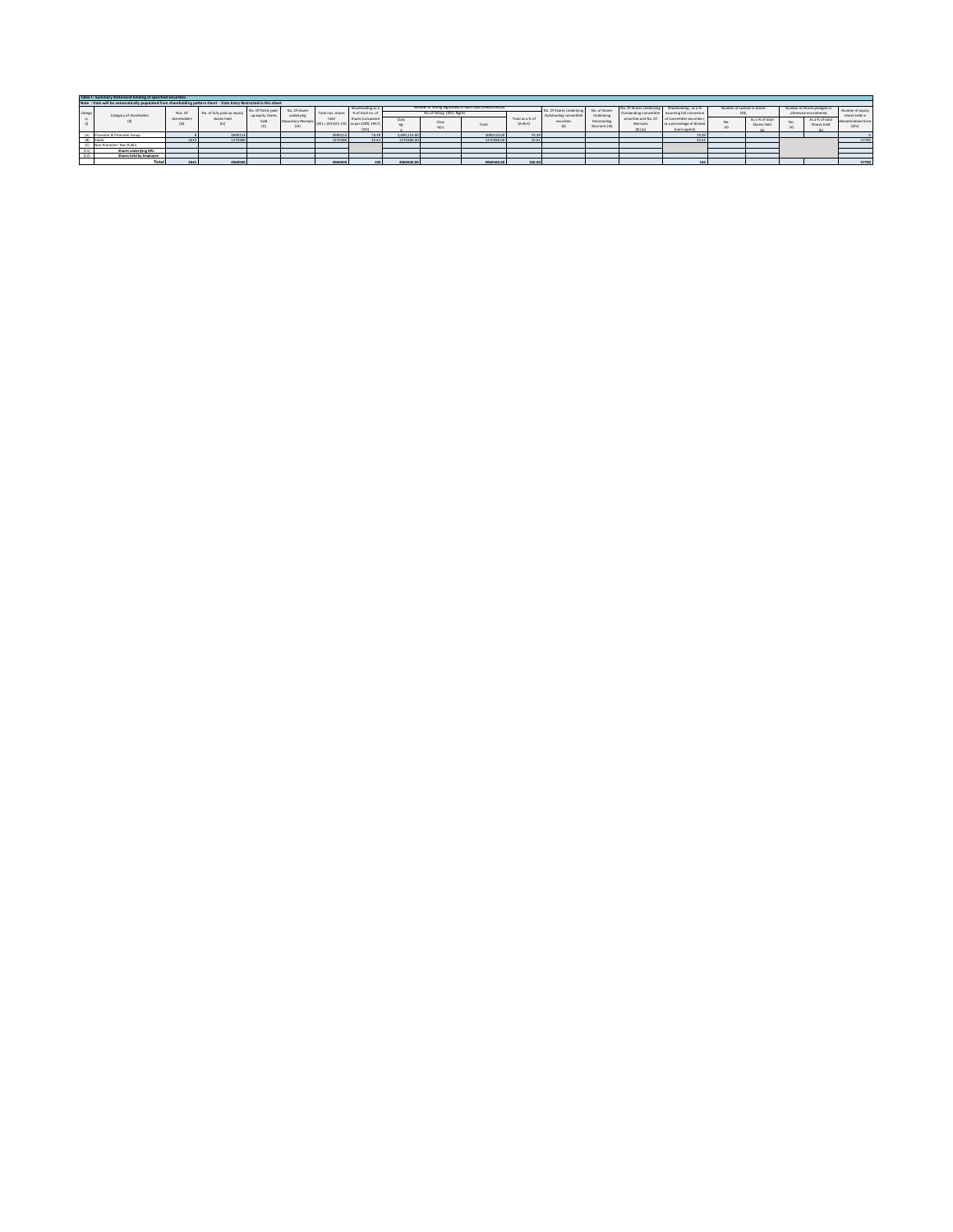**Table I - Summary Statement holding of specified securities**

**Note : Data will be automatically populated from shareholding pattern sheet - Data Entry Restricted in this sheet**

| Category (I) | Category of shareholder (II) | Nos. Of shareholders (III) | No. of fully paid up equity shares held (IV) | No. Of Partly paid-up equity shares held (V) | No. Of shares underlying Depository Receipts (VI) | Total nos. shares held (VII) = (IV)+(V)+ (VI) | Shareholding as a % of total no. of shares (calculated as per SCRR, 1957) (VIII) As a % of (A+B+C2) | Number of Voting Rights held in each class of securities (IX) | | | | No. Of Shares Underlying Outstanding convertible securities (X) | No. of Shares Underlying Outstanding Warrants (Xi) | No. Of Shares Underlying Outstanding convertible securities and No. Of Warrants (Xi) (a) | Shareholding , as a % assuming full conversion of convertible securities ( as a percentage of diluted share capital) (XI)= (VII)+(X) As a % of (A+B+C2) | Number of Locked in shares (XII) | | Number of Shares pledged or otherwise encumbered (XIII) | | Number of equity shares held in dematerialized form (XIV) |
|---|---|---|---|---|---|---|---|---|---|---|---|---|---|---|---|---|---|---|---|---|
| | | | | | | | | No of Voting (XIV) Rights | | | Total as a % of (A+B+C) | | | | | No. (a) | As a % of total Shares held (b) | No. (a) | As a % of total Shares held (b) | |
| | | | | | | | | Class eg: X | Class eg:y | Total | | | | | | | | | | |
| (A) | Promoter & Promoter Group | 8 | 3690114 | | | 3690114 | 74.39 | 3,690,114.00 | | 3690114.00 | 74.39 | | | | 74.39 | | | | | 0 |
| (B) | Public | 2633 | 1270386 | | | 1270386 | 25.61 | 1270386.00 | | 1270386.00 | 25.61 | | | | 25.61 | | | | | 57700 |
| (C) | Non Promoter- Non Public | | | | | | | | | | | | | | | | | | | |
| (C1) | **Shares underlying DRs** | | | | | | | | | | | | | | | | | | | |
| (C2) | **Shares held by Employee Trusts** | | | | | | | | | | | | | | | | | | | |
| | **Total** | **2641** | **4960500** | | | **4960500** | **100** | **4960500.00** | | **4960500.00** | **100.00** | | | | **100** | | | | | **57700** |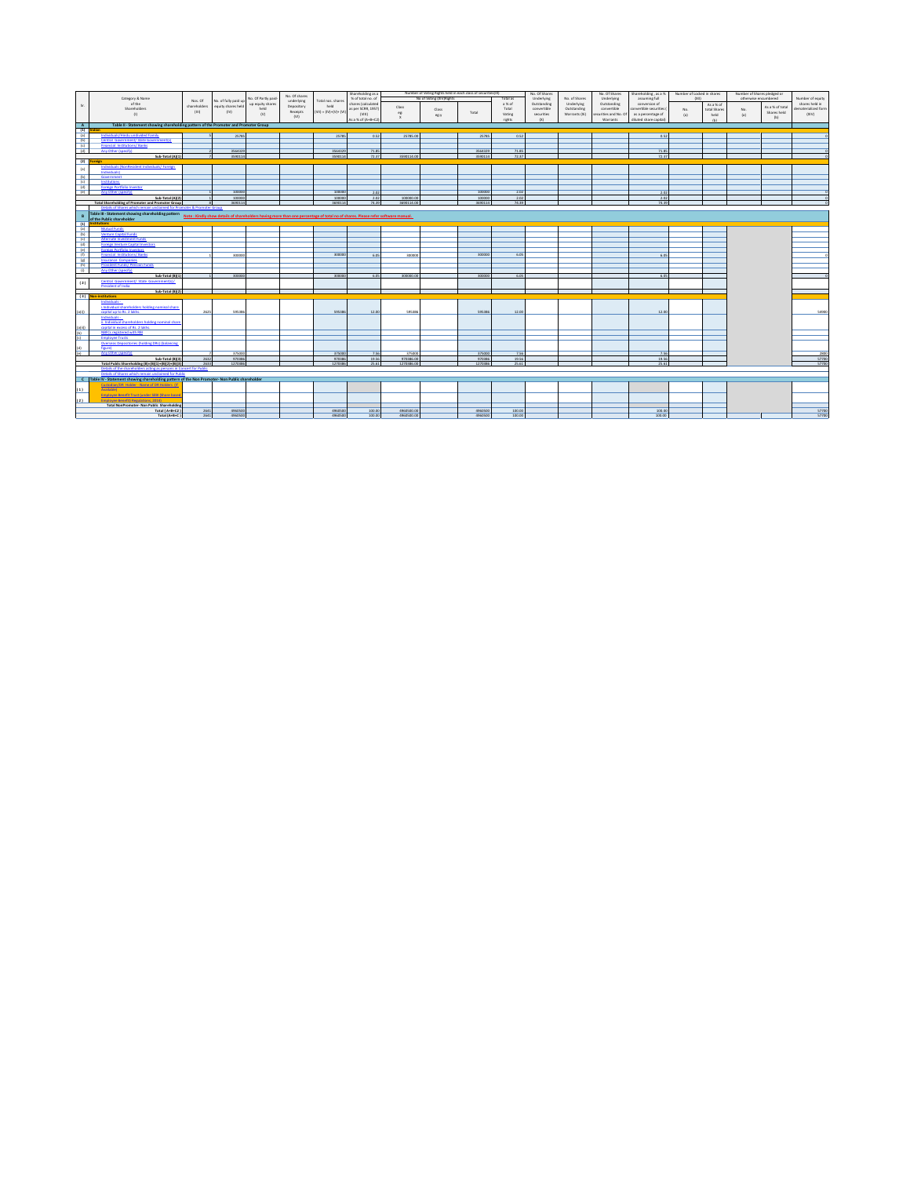| Sr. | Category & Name of the Shareholders (I) | Nos. Of shareholders (III) | No. of fully paid up equity shares held (IV) | No. Of Partly paid-up equity shares held (V) | No. Of shares underlying Depository Receipts (VI) | Total nos. shares held (VII) = (IV)+(V)+(VI) | Shareholding as a % of total no. of shares (calculated as per SCRR, 1957) (VIII) As a % of (A+B+C2) | Number of Voting Rights held in each class of securities (IX): No of Voting (XIV) Rights Class eg: X | Class eg: y | Total | Total as a % of Total Voting rights | No. Of Shares Underlying Outstanding convertible securities (X) | No. of Shares Underlying Outstanding Warrants (Xi) | No. Of Shares Underlying Outstanding convertible securities and No. Of Warrants (Xi) (a) | Shareholding, as a % assuming full conversion of convertible securities ( as a percentage of diluted share capital) | Number of Locked in shares (XII) No. (a) | As a % of total Shares held (b) | Number of Shares pledged or otherwise encumbered (XIII) No. (a) | As a % of total Shares held (b) | Number of equity shares held in dematerialized form (XIV) |
|---|---|---|---|---|---|---|---|---|---|---|---|---|---|---|---|---|---|---|---|---|
| A | Table II - Statement showing shareholding pattern of the Promoter and Promoter Group | | | | | | | | | | | | | | | | | | | |
| (1) | Indian | | | | | | | | | | | | | | | | | | | |
| (a) | Individuals/Hindu undivided Family | 3 | 25785 | | | 25785 | 0.52 | 25785.00 | | 25785 | 0.52 | | | | 0.52 | | | | | 0 |
| (b) | Central Government/ State Government(s) | | | | | | | | | | | | | | | | | | | |
| (c) | Financial Institutions/ Banks | | | | | | | | | | | | | | | | | | | |
| (d) | Any Other (specify) | 2 | 3564329 | | | 3564329 | 71.85 | | | 3564329 | 71.85 | | | | 71.85 | | | | | 0 |
| | Sub-Total (A)(1) | 7 | 3590114 | | | 3590114 | 72.37 | 3590114.00 | | 3590114 | 72.37 | | | | 72.37 | | | | | 0 |
| (2) | Foreign | | | | | | | | | | | | | | | | | | | |
| (a) | Individuals (NonResident Individuals/ Foreign Individuals) | | | | | | | | | | | | | | | | | | | |
| (b) | Government | | | | | | | | | | | | | | | | | | | |
| (c) | Institutions | | | | | | | | | | | | | | | | | | | |
| (d) | Foreign Portfolio Investor | | | | | | | | | | | | | | | | | | | |
| (e) | Any Other (specify) | 1 | 100000 | | | 100000 | 2.02 | | | 100000 | 2.02 | | | | 2.02 | | | | | 0 |
| | Sub-Total (A)(2) | 1 | 100000 | | | 100000 | 2.02 | 100000.00 | | 100000 | 2.02 | | | | 2.02 | | | | | 0 |
| | Total Shareholding of Promoter and Promoter Group (A)=(A)(1)+(A)(2) | 8 | 3690114 | | | 3690114 | 74.39 | 3690114.00 | | 3690114 | 74.39 | | | | 74.39 | | | | | 0 |
| | Details of Shares which remain unclaimed for Promoter & Promoter Group | | | | | | | | | | | | | | | | | | | |
| B | Table III - Statement showing shareholding pattern of the Public shareholder | Note : Kindly show details of shareholders having more than one percentage of total no of shares. Please refer software manual. | | | | | | | | | | | | | | | | | | |
| (1) | Institutions | | | | | | | | | | | | | | | | | | | |
| (a) | Mutual Funds | | | | | | | | | | | | | | | | | | | |
| (b) | Venture Capital Funds | | | | | | | | | | | | | | | | | | | |
| (c) | Alternate Investment Funds | | | | | | | | | | | | | | | | | | | |
| (d) | Foreign Venture Capital Investors | | | | | | | | | | | | | | | | | | | |
| (e) | Foreign Portfolio Investors | | | | | | | | | | | | | | | | | | | |
| (f) | Financial Institutions/ Banks | 1 | 300000 | | | 300000 | 6.05 | 300000 | | 300000 | 6.05 | | | | 6.05 | | | | | 0 |
| (g) | Insurance Companies | | | | | | | | | | | | | | | | | | | |
| (h) | Provident Funds/ Pension Funds | | | | | | | | | | | | | | | | | | | |
| (i) | Any Other (specify) | | | | | | | | | | | | | | | | | | | |
| | Sub-Total (B)(1) | 1 | 300000 | | | 300000 | 6.05 | 300000.00 | | 300000 | 6.05 | | | | 6.05 | | | | | 0 |
| (2) | Central Government/ State Government(s)/ President of India | | | | | | | | | | | | | | | | | | | |
| | Sub-Total (B)(2) | | | | | | | | | | | | | | | | | | | |
| (3) | Non-institutions | | | | | | | | | | | | | | | | | | | |
| (a(i)) | Individuals - i.Individual shareholders holding nominal share capital up to Rs. 2 lakhs. | 2625 | 595386 | | | 595386 | 12.00 | 595386 | | 595386 | 12.00 | | | | 12.00 | | | | | 54980 |
| (a(ii)) | Individuals - ii. Individual shareholders holding nominal share capital in excess of Rs. 2 lakhs. | | | | | | | | | | | | | | | | | | | |
| (b) | NBFCs registered with RBI | | | | | | | | | | | | | | | | | | | |
| (c) | Employee Trusts | | | | | | | | | | | | | | | | | | | |
| (d) | Overseas Depositories (holding DRs) (balancing figure) | | | | | | | | | | | | | | | | | | | |
| (e) | Any Other (specify) | 7 | 375000 | | | 375000 | 7.56 | 375000 | | 375000 | 7.56 | | | | 7.56 | | | | | 2800 |
| | Sub-Total (B)(3) | 2632 | 970386 | | | 970386 | 19.56 | 970386.00 | | 970386 | 19.56 | | | | 19.56 | | | | | 57780 |
| | Total Public Shareholding (B)=(B)(1)+(B)(2)+(B)(3) | 2633 | 1270386 | | | 1270386 | 25.61 | 1270386.00 | | 1270386 | 25.61 | | | | 25.61 | | | | | 57780 |
| | Details of the shareholders acting as persons in Concert for Public | | | | | | | | | | | | | | | | | | | |
| | Details of Shares which remain unclaimed for Public | | | | | | | | | | | | | | | | | | | |
| C | Table IV - Statement showing shareholding pattern of the Non Promoter- Non Public shareholder | | | | | | | | | | | | | | | | | | | |
| (1) | Custodian/DR Holder - Name of DR Holders (If Available) | | | | | | | | | | | | | | | | | | | |
| (2) | Employee Benefit Trust (under SEBI (Share based Employee Benefit) Regulations, 2014) | | | | | | | | | | | | | | | | | | | |
| | Total NonPromoter- Non Public Shareholding (C)= (C)(1)+(C)(2) | | | | | | | | | | | | | | | | | | | |
| | Total ( A+B+C2 ) | 2641 | 4960500 | | | 4960500 | 100.00 | 4960500.00 | | 4960500 | 100.00 | | | | 100.00 | | | | | 57780 |
| | Total (A+B+C ) | 2641 | 4960500 | | | 4960500 | 100.00 | 4960500.00 | | 4960500 | 100.00 | | | | 100.00 | | | | | 57780 |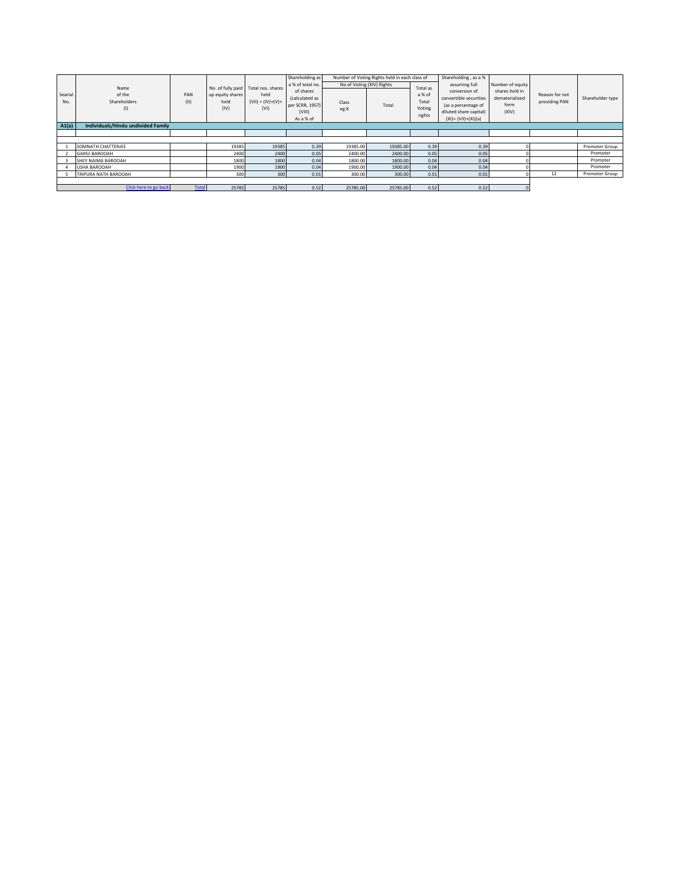| Searial No. | Name of the Shareholders (I) | PAN (II) | No. of fully paid up equity shares held (IV) | Total nos. shares held (VII) = (IV)+(V)+ (VI) | Shareholding as a % of total no. of shares (calculated as per SCRR, 1957) (VIII) As a % of | Number of Voting Rights held in each class of | | | Shareholding , as a % assuming full conversion of convertible securities (as a percentage of diluted share capital) (XI)= (VII)+(Xi)(a) | Number of equity shares held in dematerialized form (XIV) | Reason for not providing PAN | Shareholder type |
|---|---|---|---|---|---|---|---|---|---|---|---|---|
| | | | | | | No of Voting (XIV) Rights | | Total as a % of Total Voting rights | | | | |
| | | | | | | Class eg:X | Total | | | | | |
| **A1(a)** | **Individuals/Hindu undivided Family** | | | | | | | | | | | |
| 1 | SOMNATH CHATTERJEE | | 19385 | 19385 | 0.39 | 19385.00 | 19385.00 | 0.39 | 0.39 | 0 | | Promoter Group |
| 2 | GARGI BAROOAH | | 2400 | 2400 | 0.05 | 2400.00 | 2400.00 | 0.05 | 0.05 | 0 | | Promoter |
| 3 | SHEY NAIMA BAROOAH | | 1800 | 1800 | 0.04 | 1800.00 | 1800.00 | 0.04 | 0.04 | 0 | | Promoter |
| 4 | USHA BAROOAH | | 1900 | 1900 | 0.04 | 1900.00 | 1900.00 | 0.04 | 0.04 | 0 | | Promoter |
| 5 | TRIPURA NATH BAROOAH | | 300 | 300 | 0.01 | 300.00 | 300.00 | 0.01 | 0.01 | 0 | 12 | Promoter Group |
| | Click here to go back | Total | 25785 | 25785 | 0.52 | 25785.00 | 25785.00 | 0.52 | 0.52 | 0 | | |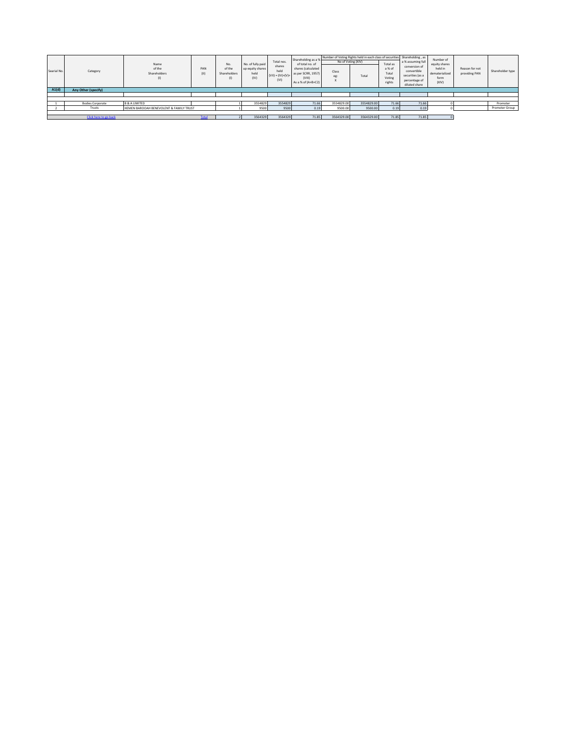| Searial No. | Category | Name of the Shareholders (I) | PAN (II) | No. of the Shareholders (I) | No. of fully paid up equity shares held (IV) | Total nos. shares held (VII) = (IV)+(V)+ (VI) | Shareholding as a % of total no. of shares (calculated as per SCRR, 1957) (VIII) As a % of (A+B+C2) | Number of Voting Rights held in each class of securities No of Voting (XIV) Class eg: X | Total | Total as a % of Total Voting rights | Shareholding , as a % assuming full conversion of convertible securities (as a percentage of diluted share | Number of equity shares held in dematerialized form (XIV) | Reason for not providing PAN | Shareholder type |
|---|---|---|---|---|---|---|---|---|---|---|---|---|---|---|
| A1(d) | **Any Other (specify)** | | | | | | | | | | | | | |
| 1 | Bodies Corporate | B & A LIMITED | | 1 | 3554829 | 3554829 | 71.66 | 3554829.00 | 3554829.00 | 71.66 | 71.66 | 0 | | Promoter |
| 2 | Trusts | HEMEN BAROOAH BENEVOLENT & FAMILY TRUST | | 1 | 9500 | 9500 | 0.19 | 9500.00 | 9500.00 | 0.19 | 0.19 | 0 | | Promoter Group |
| | Click here to go back | | Total | 2 | 3564329 | 3564329 | 71.85 | 3564329.00 | 3564329.00 | 71.85 | 71.85 | 0 | | |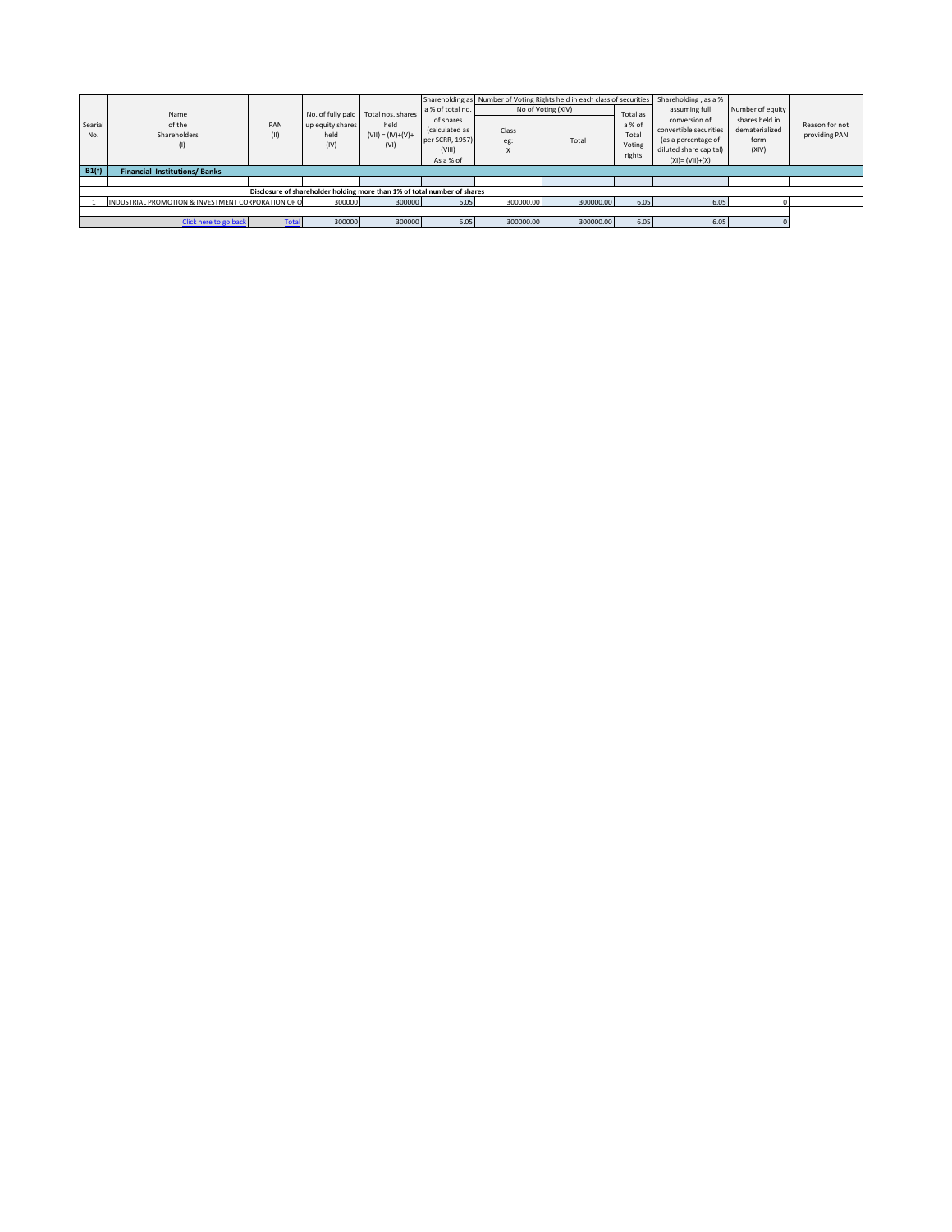| Searial No. | Name of the Shareholders (I) | PAN (II) | No. of fully paid up equity shares held (IV) | Total nos. shares held (VII) = (IV)+(V)+ (VI) | Shareholding as a % of total no. of shares (calculated as per SCRR, 1957) (VIII) As a % of | Number of Voting Rights held in each class of securities | | | Shareholding , as a % assuming full conversion of convertible securities (as a percentage of diluted share capital) (XI)= (VII)+(X) | Number of equity shares held in dematerialized form (XIV) | Reason for not providing PAN |
|---|---|---|---|---|---|---|---|---|---|---|---|
| | | | | | | No of Voting (XIV) | | Total as a % of Total Voting rights | | | |
| | | | | | | Class eg: X | Total | | | | |
| B1(f) | **Financial Institutions/ Banks** | | | | | | | | | | |
| | **Disclosure of shareholder holding more than 1% of total number of shares** | | | | | | | | | | |
| 1 | INDUSTRIAL PROMOTION & INVESTMENT CORPORATION OF O | | 300000 | 300000 | 6.05 | 300000.00 | 300000.00 | 6.05 | 6.05 | 0 | |
| | Click here to go back | Total | 300000 | 300000 | 6.05 | 300000.00 | 300000.00 | 6.05 | 6.05 | 0 | |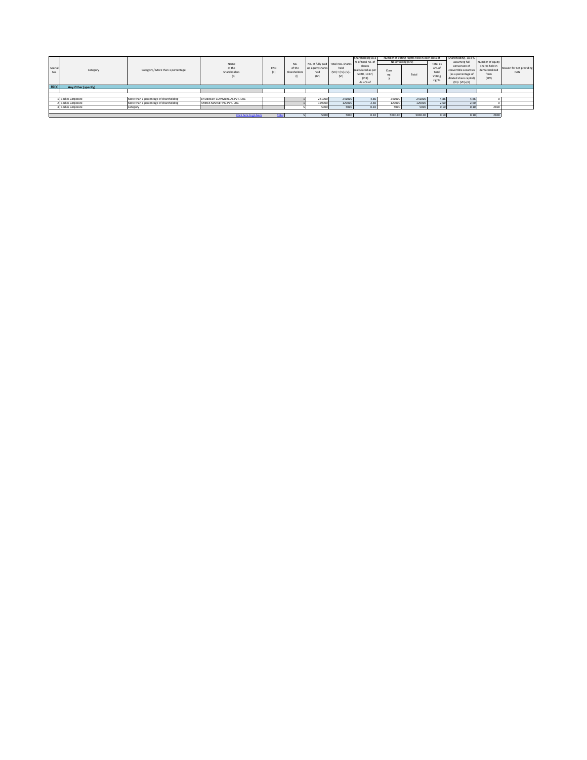| Searial No. | Category | Category / More than 1 percentage | Name of the Shareholders (I) | PAN (II) | No. of the Shareholders (I) | No. of fully paid up equity shares held (IV) | Total nos. shares held (VII) = (IV)+(V)+ (VI) | Shareholding as a % of total no. of shares (calculated as per SCRR, 1957) (VIII) As a % of | Number of Voting Rights held in each class of securities (IX) | | | Shareholding , as a % assuming full conversion of convertible securities (as a percentage of diluted share capital) (XI)= (VII)+(X) | Number of equity shares held in dematerialized form (XIV) | Reason for not providing PAN |
|---|---|---|---|---|---|---|---|---|---|---|---|---|---|---|
| | | | | | | | | | No of Voting (XIV) Rights | | Total as a % of Total Voting rights | | | |
| | | | | | | | | | Class eg: X | Total | | | | |
| B3(e) | Any Other (specify) | | | | | | | | | | | | | |
| 1 | Bodies Corporate | More than 1 percentage of shareholding | BHUBNESH COMMERCIAL PVT. LTD. | | 1 | 241000 | 241000 | 4.86 | 241000 | 241000 | 4.86 | 4.86 | 0 | |
| 2 | Bodies Corporate | More than 1 percentage of shareholding | AMREX MARKETING PVT. LTD. | | 1 | 129000 | 129000 | 2.60 | 129000 | 129000 | 2.60 | 2.60 | 0 | |
| 3 | Bodies Corporate | Category | | | 5 | 5000 | 5000 | 0.10 | 5000 | 5000 | 0.10 | 0.10 | 2800 | |
| | | | Click here to go back | Total | 5 | 5000 | 5000 | 0.10 | 5000.00 | 5000.00 | 0.10 | 0.10 | 2800 | |